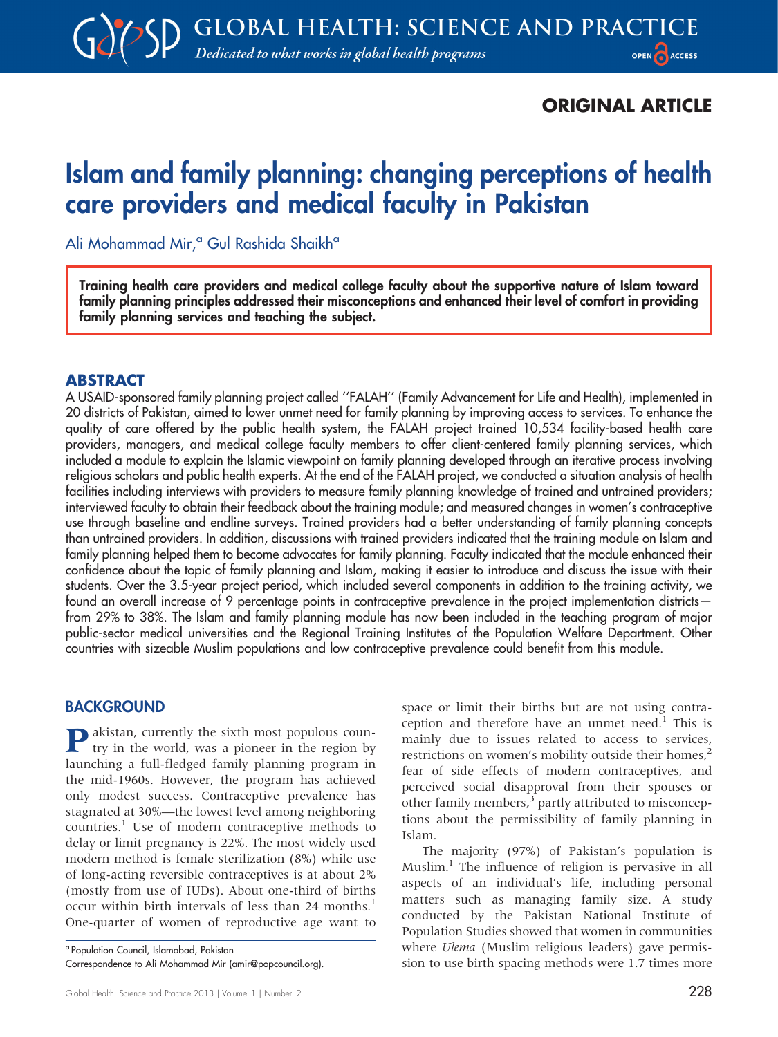ORIGINAL ARTICLE

# Islam and family planning: changing perceptions of health care providers and medical faculty in Pakistan

Ali Mohammad Mir,[a] Gul Rashida Shaikh[a]

**Training health care providers and medical college faculty about the supportive nature of Islam toward family planning principles addressed their misconceptions and enhanced their level of comfort in providing family planning services and teaching the subject.**

## ABSTRACT

A USAID-sponsored family planning project called ''FALAH'' (Family Advancement for Life and Health), implemented in 20 districts of Pakistan, aimed to lower unmet need for family planning by improving access to services. To enhance the quality of care offered by the public health system, the FALAH project trained 10,534 facility-based health care providers, managers, and medical college faculty members to offer client-centered family planning services, which included a module to explain the Islamic viewpoint on family planning developed through an iterative process involving religious scholars and public health experts. At the end of the FALAH project, we conducted a situation analysis of health facilities including interviews with providers to measure family planning knowledge of trained and untrained providers; interviewed faculty to obtain their feedback about the training module; and measured changes in women's contraceptive use through baseline and endline surveys. Trained providers had a better understanding of family planning concepts than untrained providers. In addition, discussions with trained providers indicated that the training module on Islam and family planning helped them to become advocates for family planning. Faculty indicated that the module enhanced their confidence about the topic of family planning and Islam, making it easier to introduce and discuss the issue with their students. Over the 3.5-year project period, which included several components in addition to the training activity, we found an overall increase of 9 percentage points in contraceptive prevalence in the project implementation districts—from 29% to 38%. The Islam and family planning module has now been included in the teaching program of major public-sector medical universities and the Regional Training Institutes of the Population Welfare Department. Other countries with sizeable Muslim populations and low contraceptive prevalence could benefit from this module.

## BACKGROUND

Pakistan, currently the sixth most populous country in the world, was a pioneer in the region by launching a full-fledged family planning program in the mid-1960s. However, the program has achieved only modest success. Contraceptive prevalence has stagnated at 30%—the lowest level among neighboring countries.[1] Use of modern contraceptive methods to delay or limit pregnancy is 22%. The most widely used modern method is female sterilization (8%) while use of long-acting reversible contraceptives is at about 2% (mostly from use of IUDs). About one-third of births occur within birth intervals of less than 24 months.[1] One-quarter of women of reproductive age want to space or limit their births but are not using contraception and therefore have an unmet need.[1] This is mainly due to issues related to access to services, restrictions on women's mobility outside their homes,[2] fear of side effects of modern contraceptives, and perceived social disapproval from their spouses or other family members,[3] partly attributed to misconceptions about the permissibility of family planning in Islam.

The majority (97%) of Pakistan's population is Muslim.[1] The influence of religion is pervasive in all aspects of an individual's life, including personal matters such as managing family size. A study conducted by the Pakistan National Institute of Population Studies showed that women in communities where *Ulema* (Muslim religious leaders) gave permission to use birth spacing methods were 1.7 times more

[a] Population Council, Islamabad, Pakistan

Correspondence to Ali Mohammad Mir (amir@popcouncil.org).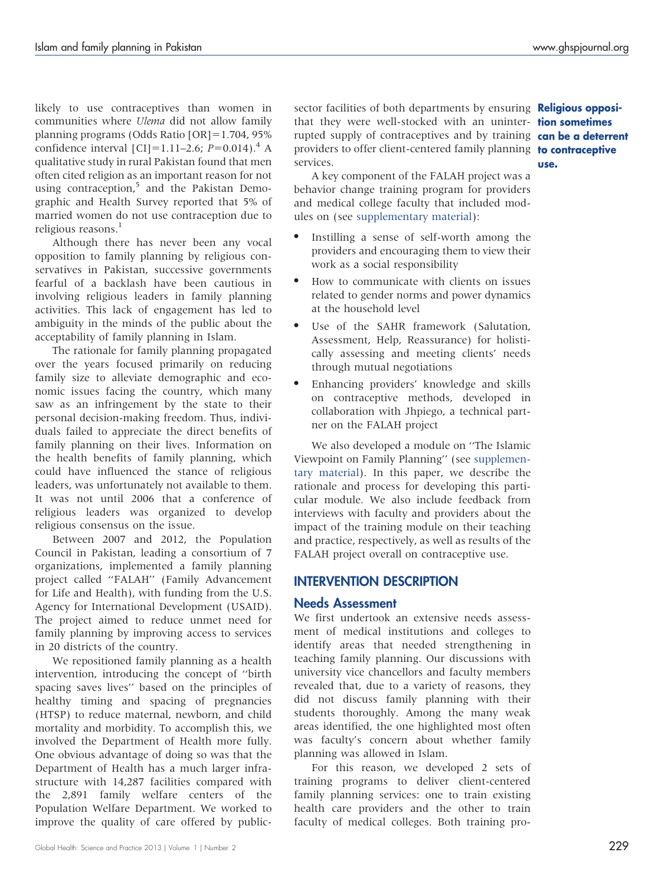likely to use contraceptives than women in communities where *Ulema* did not allow family planning programs (Odds Ratio [OR]=1.704, 95% confidence interval [CI]=1.11–2.6; $P$=0.014).[4] A qualitative study in rural Pakistan found that men often cited religion as an important reason for not using contraception,[5] and the Pakistan Demographic and Health Survey reported that 5% of married women do not use contraception due to religious reasons.[1]

Although there has never been any vocal opposition to family planning by religious conservatives in Pakistan, successive governments fearful of a backlash have been cautious in involving religious leaders in family planning activities. This lack of engagement has led to ambiguity in the minds of the public about the acceptability of family planning in Islam.

The rationale for family planning propagated over the years focused primarily on reducing family size to alleviate demographic and economic issues facing the country, which many saw as an infringement by the state to their personal decision-making freedom. Thus, individuals failed to appreciate the direct benefits of family planning on their lives. Information on the health benefits of family planning, which could have influenced the stance of religious leaders, was unfortunately not available to them. It was not until 2006 that a conference of religious leaders was organized to develop religious consensus on the issue.

Between 2007 and 2012, the Population Council in Pakistan, leading a consortium of 7 organizations, implemented a family planning project called ''FALAH'' (Family Advancement for Life and Health), with funding from the U.S. Agency for International Development (USAID). The project aimed to reduce unmet need for family planning by improving access to services in 20 districts of the country.

We repositioned family planning as a health intervention, introducing the concept of ''birth spacing saves lives'' based on the principles of healthy timing and spacing of pregnancies (HTSP) to reduce maternal, newborn, and child mortality and morbidity. To accomplish this, we involved the Department of Health more fully. One obvious advantage of doing so was that the Department of Health has a much larger infrastructure with 14,287 facilities compared with the 2,891 family welfare centers of the Population Welfare Department. We worked to improve the quality of care offered by public-sector facilities of both departments by ensuring that they were well-stocked with an uninterrupted supply of contraceptives and by training providers to offer client-centered family planning services.

**Religious opposition sometimes can be a deterrent to contraceptive use.**

A key component of the FALAH project was a behavior change training program for providers and medical college faculty that included modules on (see supplementary material):

- Instilling a sense of self-worth among the providers and encouraging them to view their work as a social responsibility
- How to communicate with clients on issues related to gender norms and power dynamics at the household level
- Use of the SAHR framework (Salutation, Assessment, Help, Reassurance) for holistically assessing and meeting clients' needs through mutual negotiations
- Enhancing providers' knowledge and skills on contraceptive methods, developed in collaboration with Jhpiego, a technical partner on the FALAH project

We also developed a module on ''The Islamic Viewpoint on Family Planning'' (see supplementary material). In this paper, we describe the rationale and process for developing this particular module. We also include feedback from interviews with faculty and providers about the impact of the training module on their teaching and practice, respectively, as well as results of the FALAH project overall on contraceptive use.

## INTERVENTION DESCRIPTION

### Needs Assessment

We first undertook an extensive needs assessment of medical institutions and colleges to identify areas that needed strengthening in teaching family planning. Our discussions with university vice chancellors and faculty members revealed that, due to a variety of reasons, they did not discuss family planning with their students thoroughly. Among the many weak areas identified, the one highlighted most often was faculty's concern about whether family planning was allowed in Islam.

For this reason, we developed 2 sets of training programs to deliver client-centered family planning services: one to train existing health care providers and the other to train faculty of medical colleges. Both training pro-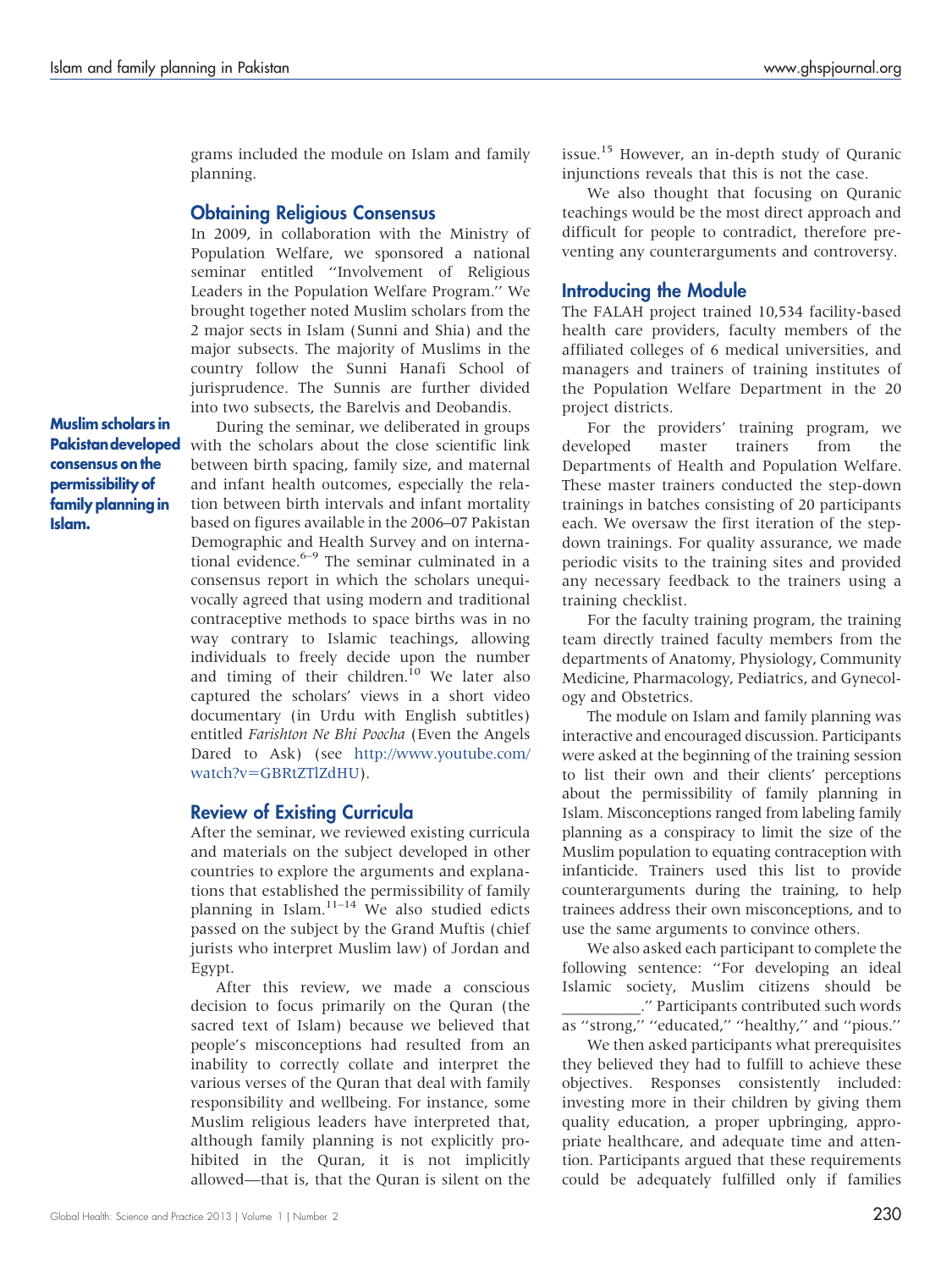grams included the module on Islam and family planning.

## Obtaining Religious Consensus

In 2009, in collaboration with the Ministry of Population Welfare, we sponsored a national seminar entitled ''Involvement of Religious Leaders in the Population Welfare Program.'' We brought together noted Muslim scholars from the 2 major sects in Islam (Sunni and Shia) and the major subsects. The majority of Muslims in the country follow the Sunni Hanafi School of jurisprudence. The Sunnis are further divided into two subsects, the Barelvis and Deobandis.

**Muslim scholars in Pakistan developed consensus on the permissibility of family planning in Islam.**

During the seminar, we deliberated in groups with the scholars about the close scientific link between birth spacing, family size, and maternal and infant health outcomes, especially the relation between birth intervals and infant mortality based on figures available in the 2006–07 Pakistan Demographic and Health Survey and on international evidence.[6–9] The seminar culminated in a consensus report in which the scholars unequivocally agreed that using modern and traditional contraceptive methods to space births was in no way contrary to Islamic teachings, allowing individuals to freely decide upon the number and timing of their children.[10] We later also captured the scholars' views in a short video documentary (in Urdu with English subtitles) entitled *Farishton Ne Bhi Poocha* (Even the Angels Dared to Ask) (see http://www.youtube.com/watch?v=GBRtZTlZdHU).

## Review of Existing Curricula

After the seminar, we reviewed existing curricula and materials on the subject developed in other countries to explore the arguments and explanations that established the permissibility of family planning in Islam.[11–14] We also studied edicts passed on the subject by the Grand Muftis (chief jurists who interpret Muslim law) of Jordan and Egypt.

After this review, we made a conscious decision to focus primarily on the Quran (the sacred text of Islam) because we believed that people's misconceptions had resulted from an inability to correctly collate and interpret the various verses of the Quran that deal with family responsibility and wellbeing. For instance, some Muslim religious leaders have interpreted that, although family planning is not explicitly prohibited in the Quran, it is not implicitly allowed—that is, that the Quran is silent on the issue.[15] However, an in-depth study of Quranic injunctions reveals that this is not the case.

We also thought that focusing on Quranic teachings would be the most direct approach and difficult for people to contradict, therefore preventing any counterarguments and controversy.

## Introducing the Module

The FALAH project trained 10,534 facility-based health care providers, faculty members of the affiliated colleges of 6 medical universities, and managers and trainers of training institutes of the Population Welfare Department in the 20 project districts.

For the providers' training program, we developed master trainers from the Departments of Health and Population Welfare. These master trainers conducted the step-down trainings in batches consisting of 20 participants each. We oversaw the first iteration of the step-down trainings. For quality assurance, we made periodic visits to the training sites and provided any necessary feedback to the trainers using a training checklist.

For the faculty training program, the training team directly trained faculty members from the departments of Anatomy, Physiology, Community Medicine, Pharmacology, Pediatrics, and Gynecology and Obstetrics.

The module on Islam and family planning was interactive and encouraged discussion. Participants were asked at the beginning of the training session to list their own and their clients' perceptions about the permissibility of family planning in Islam. Misconceptions ranged from labeling family planning as a conspiracy to limit the size of the Muslim population to equating contraception with infanticide. Trainers used this list to provide counterarguments during the training, to help trainees address their own misconceptions, and to use the same arguments to convince others.

We also asked each participant to complete the following sentence: ''For developing an ideal Islamic society, Muslim citizens should be __________.'' Participants contributed such words as ''strong,'' ''educated,'' ''healthy,'' and ''pious.''

We then asked participants what prerequisites they believed they had to fulfill to achieve these objectives. Responses consistently included: investing more in their children by giving them quality education, a proper upbringing, appropriate healthcare, and adequate time and attention. Participants argued that these requirements could be adequately fulfilled only if families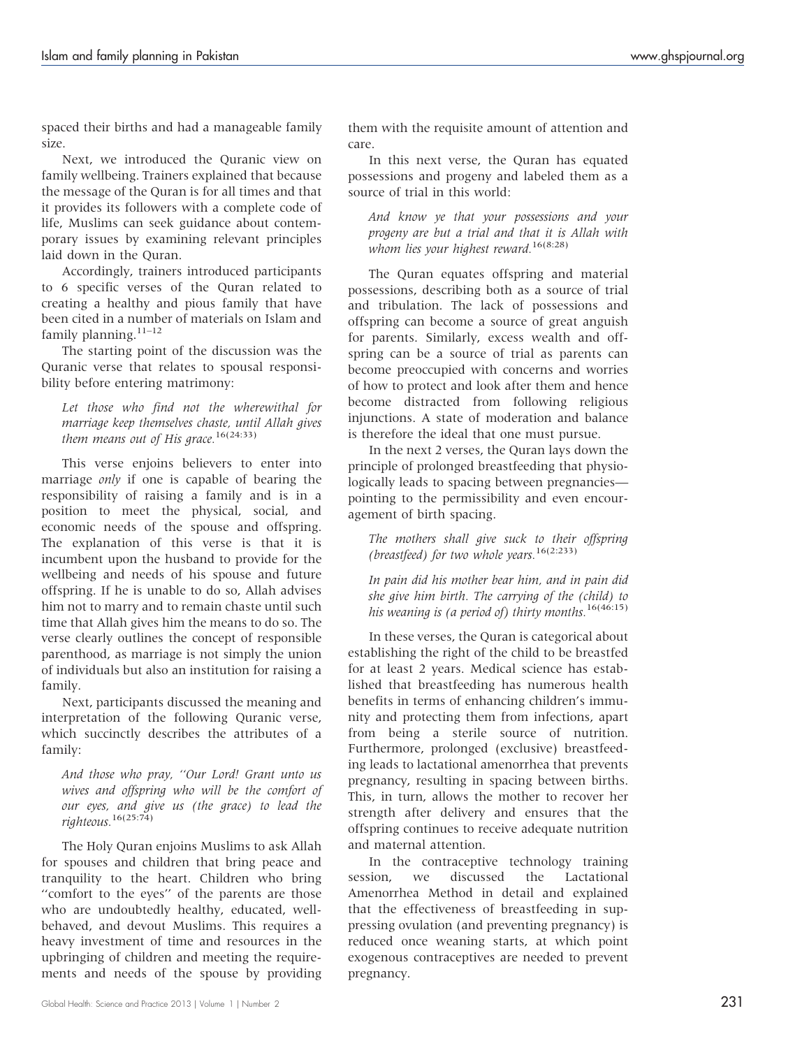spaced their births and had a manageable family size.

Next, we introduced the Quranic view on family wellbeing. Trainers explained that because the message of the Quran is for all times and that it provides its followers with a complete code of life, Muslims can seek guidance about contemporary issues by examining relevant principles laid down in the Quran.

Accordingly, trainers introduced participants to 6 specific verses of the Quran related to creating a healthy and pious family that have been cited in a number of materials on Islam and family planning.[11–12]

The starting point of the discussion was the Quranic verse that relates to spousal responsibility before entering matrimony:

> *Let those who find not the wherewithal for marriage keep themselves chaste, until Allah gives them means out of His grace.*[16(24:33)]

This verse enjoins believers to enter into marriage *only* if one is capable of bearing the responsibility of raising a family and is in a position to meet the physical, social, and economic needs of the spouse and offspring. The explanation of this verse is that it is incumbent upon the husband to provide for the wellbeing and needs of his spouse and future offspring. If he is unable to do so, Allah advises him not to marry and to remain chaste until such time that Allah gives him the means to do so. The verse clearly outlines the concept of responsible parenthood, as marriage is not simply the union of individuals but also an institution for raising a family.

Next, participants discussed the meaning and interpretation of the following Quranic verse, which succinctly describes the attributes of a family:

> *And those who pray, "Our Lord! Grant unto us wives and offspring who will be the comfort of our eyes, and give us (the grace) to lead the righteous.*[16(25:74)]

The Holy Quran enjoins Muslims to ask Allah for spouses and children that bring peace and tranquility to the heart. Children who bring "comfort to the eyes" of the parents are those who are undoubtedly healthy, educated, well-behaved, and devout Muslims. This requires a heavy investment of time and resources in the upbringing of children and meeting the requirements and needs of the spouse by providing them with the requisite amount of attention and care.

In this next verse, the Quran has equated possessions and progeny and labeled them as a source of trial in this world:

> *And know ye that your possessions and your progeny are but a trial and that it is Allah with whom lies your highest reward.*[16(8:28)]

The Quran equates offspring and material possessions, describing both as a source of trial and tribulation. The lack of possessions and offspring can become a source of great anguish for parents. Similarly, excess wealth and offspring can be a source of trial as parents can become preoccupied with concerns and worries of how to protect and look after them and hence become distracted from following religious injunctions. A state of moderation and balance is therefore the ideal that one must pursue.

In the next 2 verses, the Quran lays down the principle of prolonged breastfeeding that physiologically leads to spacing between pregnancies—pointing to the permissibility and even encouragement of birth spacing.

> *The mothers shall give suck to their offspring (breastfeed) for two whole years.*[16(2:233)]

> *In pain did his mother bear him, and in pain did she give him birth. The carrying of the (child) to his weaning is (a period of) thirty months.*[16(46:15)]

In these verses, the Quran is categorical about establishing the right of the child to be breastfed for at least 2 years. Medical science has established that breastfeeding has numerous health benefits in terms of enhancing children's immunity and protecting them from infections, apart from being a sterile source of nutrition. Furthermore, prolonged (exclusive) breastfeeding leads to lactational amenorrhea that prevents pregnancy, resulting in spacing between births. This, in turn, allows the mother to recover her strength after delivery and ensures that the offspring continues to receive adequate nutrition and maternal attention.

In the contraceptive technology training session, we discussed the Lactational Amenorrhea Method in detail and explained that the effectiveness of breastfeeding in suppressing ovulation (and preventing pregnancy) is reduced once weaning starts, at which point exogenous contraceptives are needed to prevent pregnancy.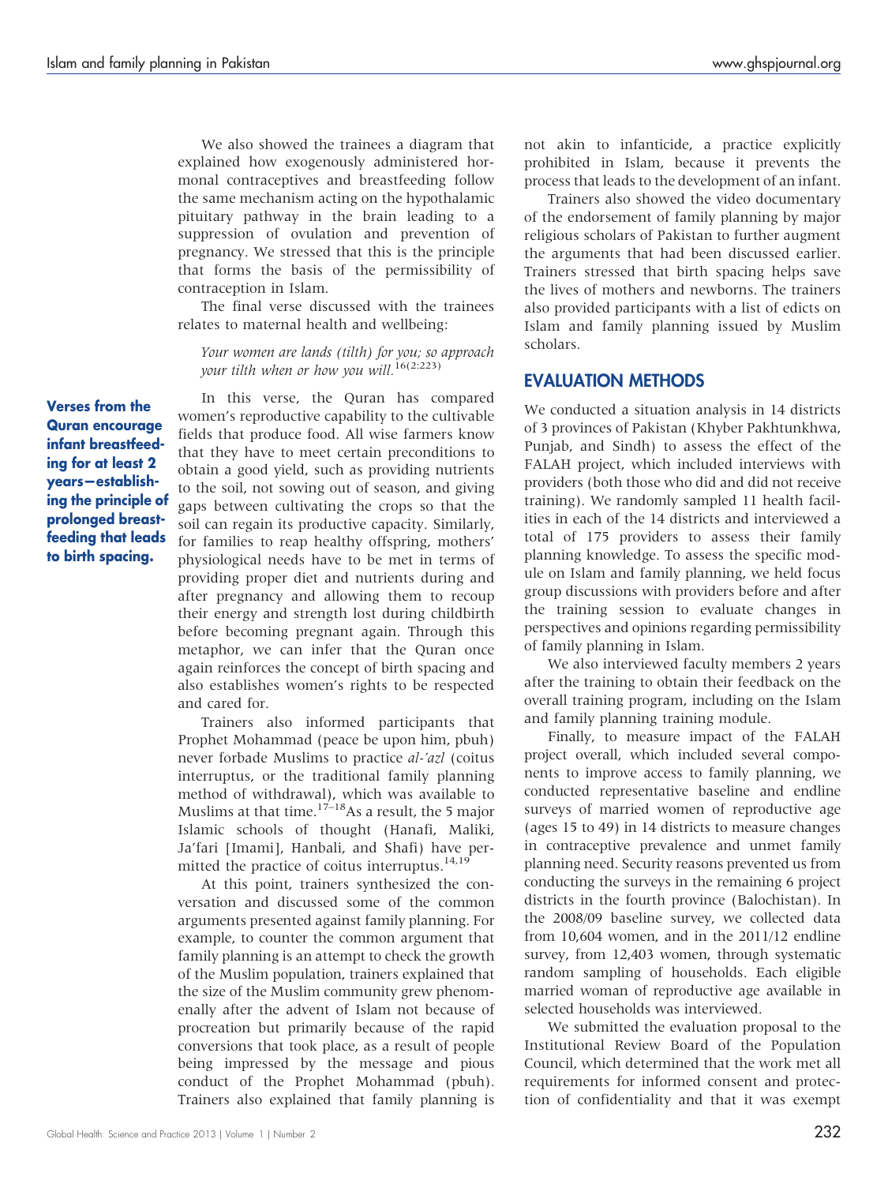We also showed the trainees a diagram that explained how exogenously administered hormonal contraceptives and breastfeeding follow the same mechanism acting on the hypothalamic pituitary pathway in the brain leading to a suppression of ovulation and prevention of pregnancy. We stressed that this is the principle that forms the basis of the permissibility of contraception in Islam.

The final verse discussed with the trainees relates to maternal health and wellbeing:

> *Your women are lands (tilth) for you; so approach your tilth when or how you will.*[16(2:223)]

**Verses from the Quran encourage infant breastfeeding for at least 2 years—establishing the principle of prolonged breastfeeding that leads to birth spacing.**

In this verse, the Quran has compared women's reproductive capability to the cultivable fields that produce food. All wise farmers know that they have to meet certain preconditions to obtain a good yield, such as providing nutrients to the soil, not sowing out of season, and giving gaps between cultivating the crops so that the soil can regain its productive capacity. Similarly, for families to reap healthy offspring, mothers' physiological needs have to be met in terms of providing proper diet and nutrients during and after pregnancy and allowing them to recoup their energy and strength lost during childbirth before becoming pregnant again. Through this metaphor, we can infer that the Quran once again reinforces the concept of birth spacing and also establishes women's rights to be respected and cared for.

Trainers also informed participants that Prophet Mohammad (peace be upon him, pbuh) never forbade Muslims to practice *al-'azl* (coitus interruptus, or the traditional family planning method of withdrawal), which was available to Muslims at that time.[17–18] As a result, the 5 major Islamic schools of thought (Hanafi, Maliki, Ja'fari [Imami], Hanbali, and Shafi) have permitted the practice of coitus interruptus.[14,19]

At this point, trainers synthesized the conversation and discussed some of the common arguments presented against family planning. For example, to counter the common argument that family planning is an attempt to check the growth of the Muslim population, trainers explained that the size of the Muslim community grew phenomenally after the advent of Islam not because of procreation but primarily because of the rapid conversions that took place, as a result of people being impressed by the message and pious conduct of the Prophet Mohammad (pbuh). Trainers also explained that family planning is not akin to infanticide, a practice explicitly prohibited in Islam, because it prevents the process that leads to the development of an infant.

Trainers also showed the video documentary of the endorsement of family planning by major religious scholars of Pakistan to further augment the arguments that had been discussed earlier. Trainers stressed that birth spacing helps save the lives of mothers and newborns. The trainers also provided participants with a list of edicts on Islam and family planning issued by Muslim scholars.

## EVALUATION METHODS

We conducted a situation analysis in 14 districts of 3 provinces of Pakistan (Khyber Pakhtunkhwa, Punjab, and Sindh) to assess the effect of the FALAH project, which included interviews with providers (both those who did and did not receive training). We randomly sampled 11 health facilities in each of the 14 districts and interviewed a total of 175 providers to assess their family planning knowledge. To assess the specific module on Islam and family planning, we held focus group discussions with providers before and after the training session to evaluate changes in perspectives and opinions regarding permissibility of family planning in Islam.

We also interviewed faculty members 2 years after the training to obtain their feedback on the overall training program, including on the Islam and family planning training module.

Finally, to measure impact of the FALAH project overall, which included several components to improve access to family planning, we conducted representative baseline and endline surveys of married women of reproductive age (ages 15 to 49) in 14 districts to measure changes in contraceptive prevalence and unmet family planning need. Security reasons prevented us from conducting the surveys in the remaining 6 project districts in the fourth province (Balochistan). In the 2008/09 baseline survey, we collected data from 10,604 women, and in the 2011/12 endline survey, from 12,403 women, through systematic random sampling of households. Each eligible married woman of reproductive age available in selected households was interviewed.

We submitted the evaluation proposal to the Institutional Review Board of the Population Council, which determined that the work met all requirements for informed consent and protection of confidentiality and that it was exempt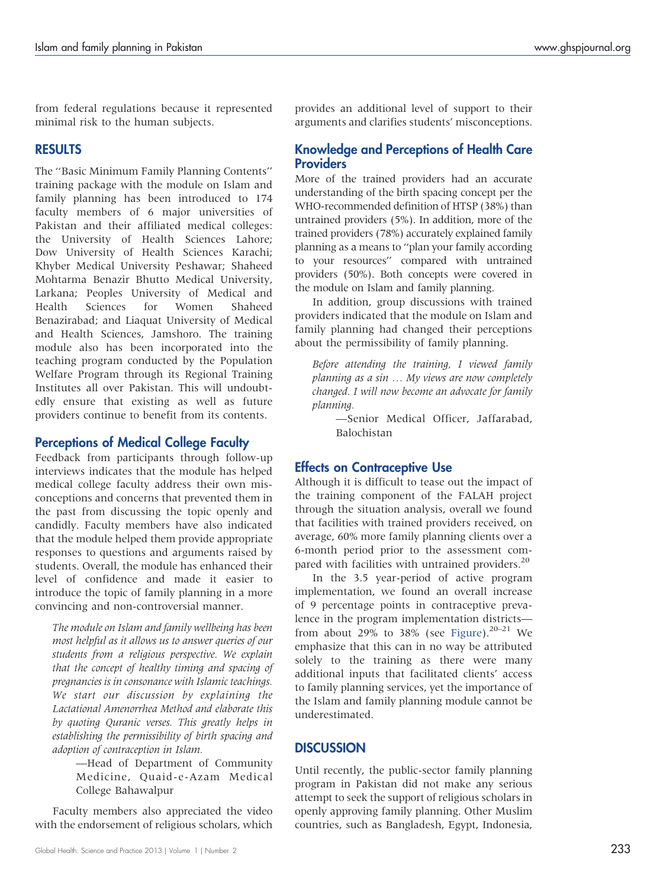from federal regulations because it represented minimal risk to the human subjects.

## RESULTS

The "Basic Minimum Family Planning Contents" training package with the module on Islam and family planning has been introduced to 174 faculty members of 6 major universities of Pakistan and their affiliated medical colleges: the University of Health Sciences Lahore; Dow University of Health Sciences Karachi; Khyber Medical University Peshawar; Shaheed Mohtarma Benazir Bhutto Medical University, Larkana; Peoples University of Medical and Health Sciences for Women Shaheed Benazirabad; and Liaquat University of Medical and Health Sciences, Jamshoro. The training module also has been incorporated into the teaching program conducted by the Population Welfare Program through its Regional Training Institutes all over Pakistan. This will undoubtedly ensure that existing as well as future providers continue to benefit from its contents.

### Perceptions of Medical College Faculty

Feedback from participants through follow-up interviews indicates that the module has helped medical college faculty address their own misconceptions and concerns that prevented them in the past from discussing the topic openly and candidly. Faculty members have also indicated that the module helped them provide appropriate responses to questions and arguments raised by students. Overall, the module has enhanced their level of confidence and made it easier to introduce the topic of family planning in a more convincing and non-controversial manner.

> *The module on Islam and family wellbeing has been most helpful as it allows us to answer queries of our students from a religious perspective. We explain that the concept of healthy timing and spacing of pregnancies is in consonance with Islamic teachings. We start our discussion by explaining the Lactational Amenorrhea Method and elaborate this by quoting Quranic verses. This greatly helps in establishing the permissibility of birth spacing and adoption of contraception in Islam.*
>
> —Head of Department of Community Medicine, Quaid-e-Azam Medical College Bahawalpur

Faculty members also appreciated the video with the endorsement of religious scholars, which provides an additional level of support to their arguments and clarifies students' misconceptions.

### Knowledge and Perceptions of Health Care Providers

More of the trained providers had an accurate understanding of the birth spacing concept per the WHO-recommended definition of HTSP (38%) than untrained providers (5%). In addition, more of the trained providers (78%) accurately explained family planning as a means to "plan your family according to your resources" compared with untrained providers (50%). Both concepts were covered in the module on Islam and family planning.

In addition, group discussions with trained providers indicated that the module on Islam and family planning had changed their perceptions about the permissibility of family planning.

> *Before attending the training, I viewed family planning as a sin … My views are now completely changed. I will now become an advocate for family planning.*
>
> —Senior Medical Officer, Jaffarabad, Balochistan

### Effects on Contraceptive Use

Although it is difficult to tease out the impact of the training component of the FALAH project through the situation analysis, overall we found that facilities with trained providers received, on average, 60% more family planning clients over a 6-month period prior to the assessment compared with facilities with untrained providers.[20]

In the 3.5 year-period of active program implementation, we found an overall increase of 9 percentage points in contraceptive prevalence in the program implementation districts—from about 29% to 38% (see Figure).[20–21] We emphasize that this can in no way be attributed solely to the training as there were many additional inputs that facilitated clients' access to family planning services, yet the importance of the Islam and family planning module cannot be underestimated.

## DISCUSSION

Until recently, the public-sector family planning program in Pakistan did not make any serious attempt to seek the support of religious scholars in openly approving family planning. Other Muslim countries, such as Bangladesh, Egypt, Indonesia,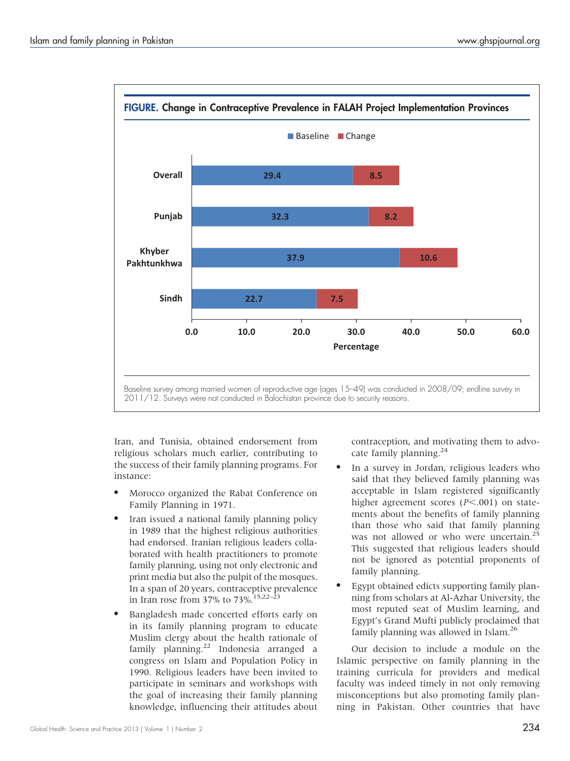**FIGURE. Change in Contraceptive Prevalence in FALAH Project Implementation Provinces**

| | Baseline | Change |
|---|---|---|
| Overall | 29.4 | 8.5 |
| Punjab | 32.3 | 8.2 |
| Khyber Pakhtunkhwa | 37.9 | 10.6 |
| Sindh | 22.7 | 7.5 |

Percentage

Baseline survey among married women of reproductive age (ages 15–49) was conducted in 2008/09; endline survey in 2011/12. Surveys were not conducted in Balochistan province due to security reasons.

Iran, and Tunisia, obtained endorsement from religious scholars much earlier, contributing to the success of their family planning programs. For instance:

- Morocco organized the Rabat Conference on Family Planning in 1971.
- Iran issued a national family planning policy in 1989 that the highest religious authorities had endorsed. Iranian religious leaders collaborated with health practitioners to promote family planning, using not only electronic and print media but also the pulpit of the mosques. In a span of 20 years, contraceptive prevalence in Iran rose from 37% to 73%.[15,22–23]
- Bangladesh made concerted efforts early on in its family planning program to educate Muslim clergy about the health rationale of family planning.[22] Indonesia arranged a congress on Islam and Population Policy in 1990. Religious leaders have been invited to participate in seminars and workshops with the goal of increasing their family planning knowledge, influencing their attitudes about contraception, and motivating them to advocate family planning.[24]
- In a survey in Jordan, religious leaders who said that they believed family planning was acceptable in Islam registered significantly higher agreement scores ($P<.001$) on statements about the benefits of family planning than those who said that family planning was not allowed or who were uncertain.[25] This suggested that religious leaders should not be ignored as potential proponents of family planning.
- Egypt obtained edicts supporting family planning from scholars at Al-Azhar University, the most reputed seat of Muslim learning, and Egypt's Grand Mufti publicly proclaimed that family planning was allowed in Islam.[26]

Our decision to include a module on the Islamic perspective on family planning in the training curricula for providers and medical faculty was indeed timely in not only removing misconceptions but also promoting family planning in Pakistan. Other countries that have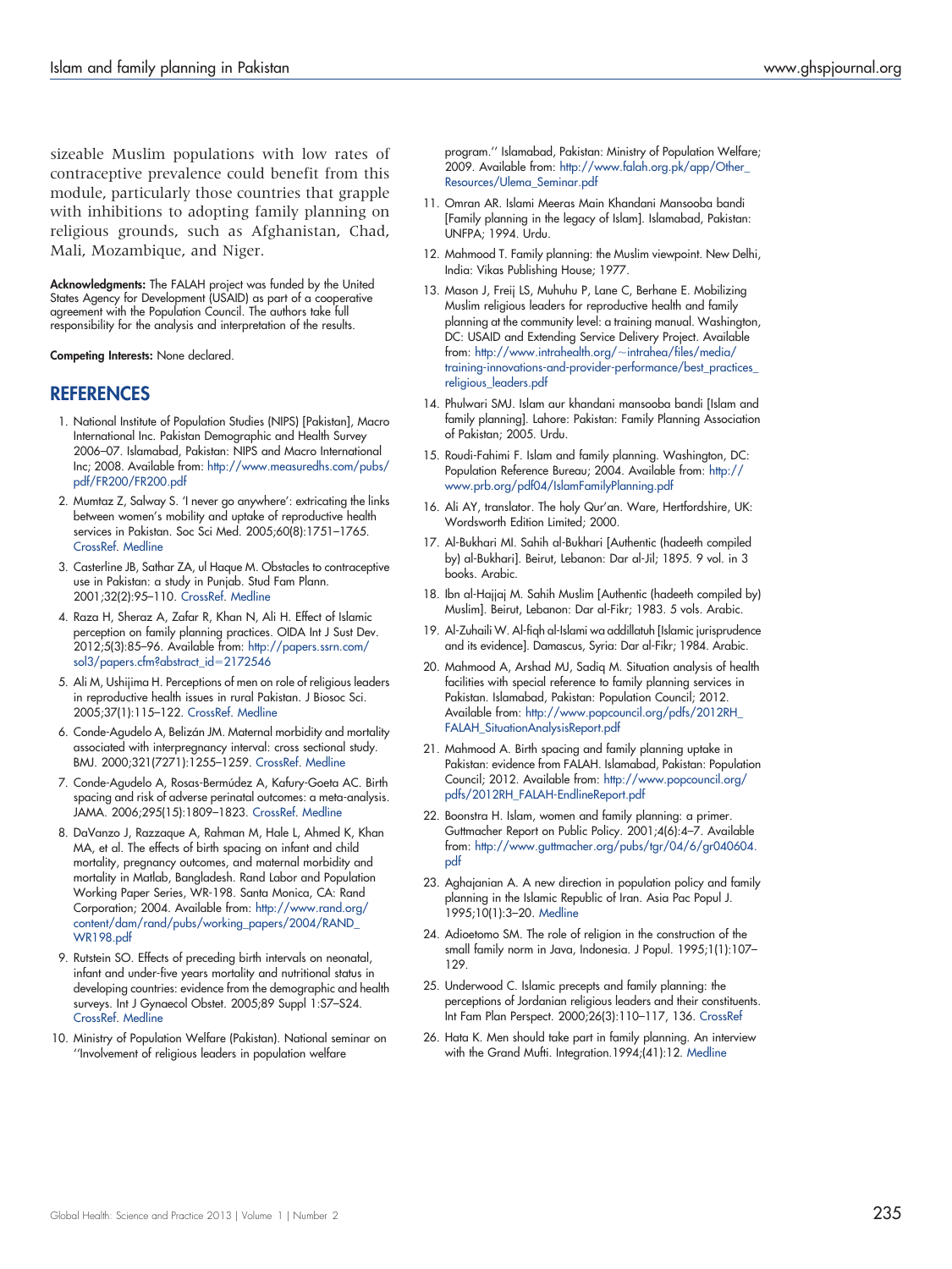sizeable Muslim populations with low rates of contraceptive prevalence could benefit from this module, particularly those countries that grapple with inhibitions to adopting family planning on religious grounds, such as Afghanistan, Chad, Mali, Mozambique, and Niger.

**Acknowledgments:** The FALAH project was funded by the United States Agency for Development (USAID) as part of a cooperative agreement with the Population Council. The authors take full responsibility for the analysis and interpretation of the results.

**Competing Interests:** None declared.

## REFERENCES

1. National Institute of Population Studies (NIPS) [Pakistan], Macro International Inc. Pakistan Demographic and Health Survey 2006–07. Islamabad, Pakistan: NIPS and Macro International Inc; 2008. Available from: http://www.measuredhs.com/pubs/pdf/FR200/FR200.pdf
2. Mumtaz Z, Salway S. 'I never go anywhere': extricating the links between women's mobility and uptake of reproductive health services in Pakistan. Soc Sci Med. 2005;60(8):1751–1765. CrossRef. Medline
3. Casterline JB, Sathar ZA, ul Haque M. Obstacles to contraceptive use in Pakistan: a study in Punjab. Stud Fam Plann. 2001;32(2):95–110. CrossRef. Medline
4. Raza H, Sheraz A, Zafar R, Khan N, Ali H. Effect of Islamic perception on family planning practices. OIDA Int J Sust Dev. 2012;5(3):85–96. Available from: http://papers.ssrn.com/sol3/papers.cfm?abstract_id=2172546
5. Ali M, Ushijima H. Perceptions of men on role of religious leaders in reproductive health issues in rural Pakistan. J Biosoc Sci. 2005;37(1):115–122. CrossRef. Medline
6. Conde-Agudelo A, Belizán JM. Maternal morbidity and mortality associated with interpregnancy interval: cross sectional study. BMJ. 2000;321(7271):1255–1259. CrossRef. Medline
7. Conde-Agudelo A, Rosas-Bermúdez A, Kafury-Goeta AC. Birth spacing and risk of adverse perinatal outcomes: a meta-analysis. JAMA. 2006;295(15):1809–1823. CrossRef. Medline
8. DaVanzo J, Razzaque A, Rahman M, Hale L, Ahmed K, Khan MA, et al. The effects of birth spacing on infant and child mortality, pregnancy outcomes, and maternal morbidity and mortality in Matlab, Bangladesh. Rand Labor and Population Working Paper Series, WR-198. Santa Monica, CA: Rand Corporation; 2004. Available from: http://www.rand.org/content/dam/rand/pubs/working_papers/2004/RAND_WR198.pdf
9. Rutstein SO. Effects of preceding birth intervals on neonatal, infant and under-five years mortality and nutritional status in developing countries: evidence from the demographic and health surveys. Int J Gynaecol Obstet. 2005;89 Suppl 1:S7–S24. CrossRef. Medline
10. Ministry of Population Welfare (Pakistan). National seminar on ''Involvement of religious leaders in population welfare program.'' Islamabad, Pakistan: Ministry of Population Welfare; 2009. Available from: http://www.falah.org.pk/app/Other_Resources/Ulema_Seminar.pdf
11. Omran AR. Islami Meeras Main Khandani Mansooba bandi [Family planning in the legacy of Islam]. Islamabad, Pakistan: UNFPA; 1994. Urdu.
12. Mahmood T. Family planning: the Muslim viewpoint. New Delhi, India: Vikas Publishing House; 1977.
13. Mason J, Freij LS, Muhuhu P, Lane C, Berhane E. Mobilizing Muslim religious leaders for reproductive health and family planning at the community level: a training manual. Washington, DC: USAID and Extending Service Delivery Project. Available from: http://www.intrahealth.org/~intrahea/files/media/training-innovations-and-provider-performance/best_practices_religious_leaders.pdf
14. Phulwari SMJ. Islam aur khandani mansooba bandi [Islam and family planning]. Lahore: Pakistan: Family Planning Association of Pakistan; 2005. Urdu.
15. Roudi-Fahimi F. Islam and family planning. Washington, DC: Population Reference Bureau; 2004. Available from: http://www.prb.org/pdf04/IslamFamilyPlanning.pdf
16. Ali AY, translator. The holy Qur'an. Ware, Hertfordshire, UK: Wordsworth Edition Limited; 2000.
17. Al-Bukhari MI. Sahih al-Bukhari [Authentic (hadeeth compiled by) al-Bukhari]. Beirut, Lebanon: Dar al-Jil; 1895. 9 vol. in 3 books. Arabic.
18. Ibn al-Hajjaj M. Sahih Muslim [Authentic (hadeeth compiled by) Muslim]. Beirut, Lebanon: Dar al-Fikr; 1983. 5 vols. Arabic.
19. Al-Zuhaili W. Al-fiqh al-Islami wa addillatuh [Islamic jurisprudence and its evidence]. Damascus, Syria: Dar al-Fikr; 1984. Arabic.
20. Mahmood A, Arshad MJ, Sadiq M. Situation analysis of health facilities with special reference to family planning services in Pakistan. Islamabad, Pakistan: Population Council; 2012. Available from: http://www.popcouncil.org/pdfs/2012RH_FALAH_SituationAnalysisReport.pdf
21. Mahmood A. Birth spacing and family planning uptake in Pakistan: evidence from FALAH. Islamabad, Pakistan: Population Council; 2012. Available from: http://www.popcouncil.org/pdfs/2012RH_FALAH-EndlineReport.pdf
22. Boonstra H. Islam, women and family planning: a primer. Guttmacher Report on Public Policy. 2001;4(6):4–7. Available from: http://www.guttmacher.org/pubs/tgr/04/6/gr040604.pdf
23. Aghajanian A. A new direction in population policy and family planning in the Islamic Republic of Iran. Asia Pac Popul J. 1995;10(1):3–20. Medline
24. Adioetomo SM. The role of religion in the construction of the small family norm in Java, Indonesia. J Popul. 1995;1(1):107–129.
25. Underwood C. Islamic precepts and family planning: the perceptions of Jordanian religious leaders and their constituents. Int Fam Plan Perspect. 2000;26(3):110–117, 136. CrossRef
26. Hata K. Men should take part in family planning. An interview with the Grand Mufti. Integration.1994;(41):12. Medline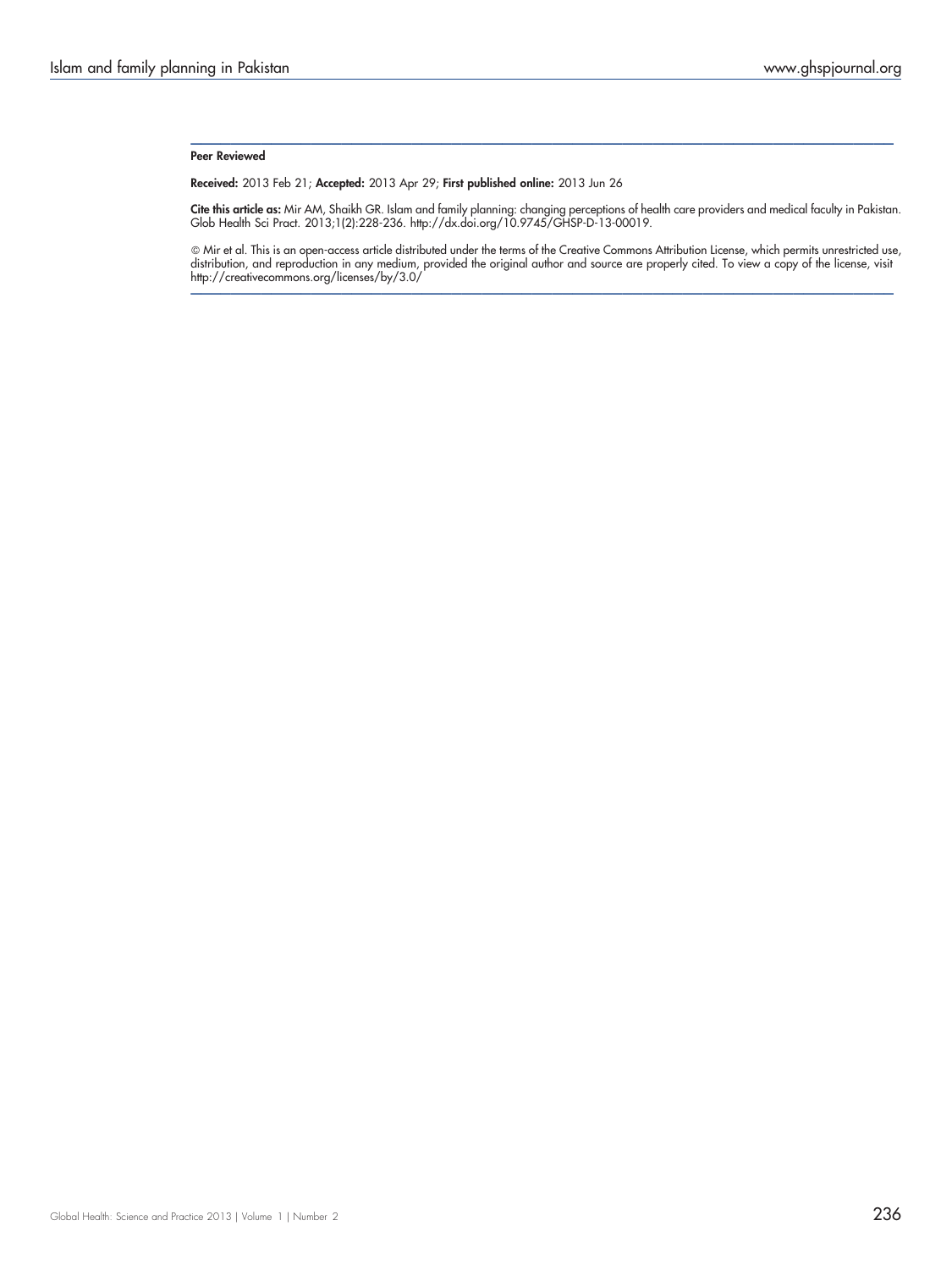**Peer Reviewed**

**Received:** 2013 Feb 21; **Accepted:** 2013 Apr 29; **First published online:** 2013 Jun 26

**Cite this article as:** Mir AM, Shaikh GR. Islam and family planning: changing perceptions of health care providers and medical faculty in Pakistan. Glob Health Sci Pract. 2013;1(2):228-236. http://dx.doi.org/10.9745/GHSP-D-13-00019.

© Mir et al. This is an open-access article distributed under the terms of the Creative Commons Attribution License, which permits unrestricted use, distribution, and reproduction in any medium, provided the original author and source are properly cited. To view a copy of the license, visit http://creativecommons.org/licenses/by/3.0/